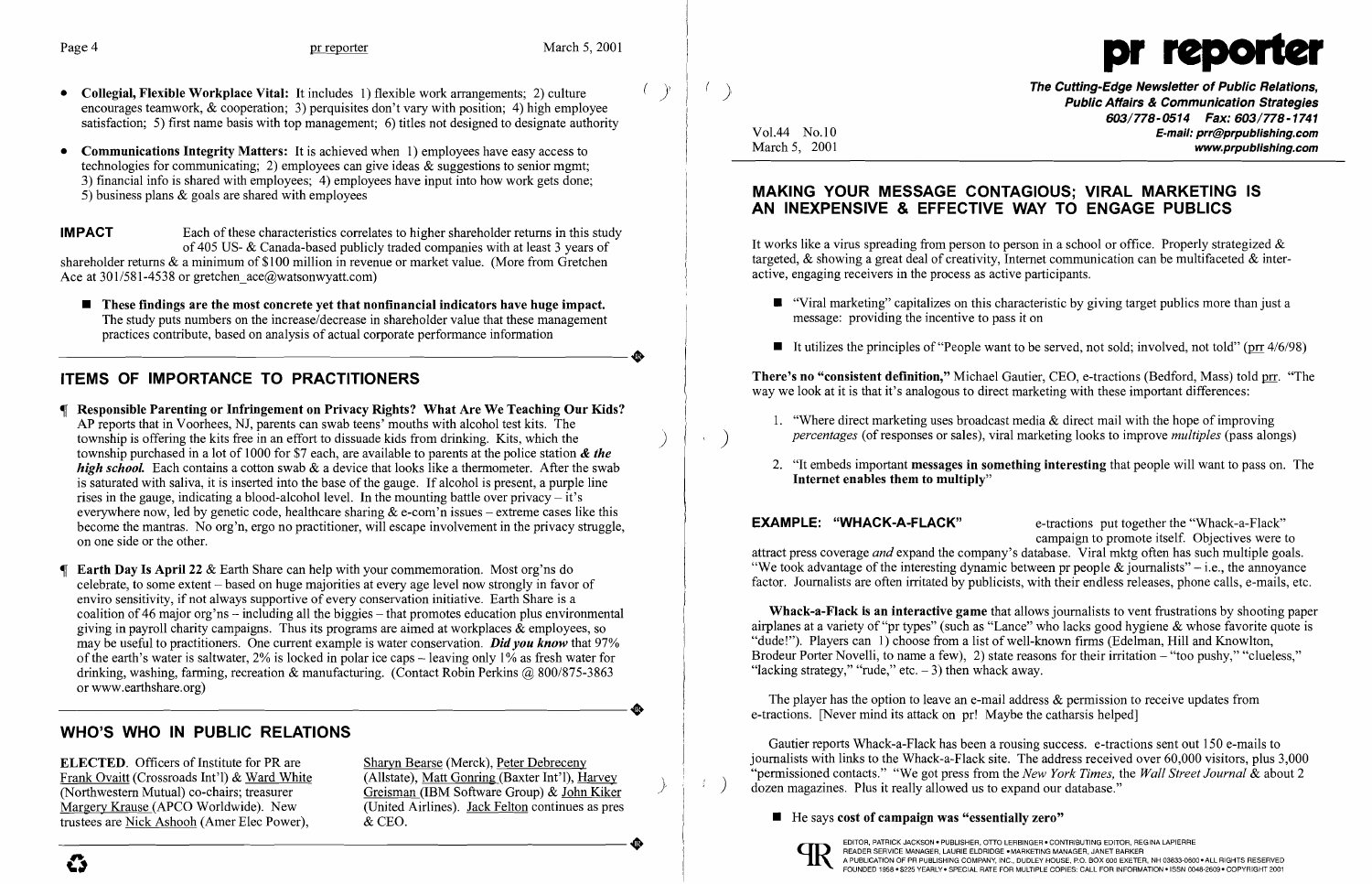- **Collegial, Flexible Workplace Vital:** It includes 1) flexible work arrangements; 2) culture encourages teamwork, & cooperation; 3) perquisites don't vary with position; 4) high employee satisfaction; 5) first name basis with top management; 6) titles not designed to designate authority
- **Communications Integrity Matters:** It is achieved when 1) employees have easy access to technologies for communicating; 2) employees can give ideas & suggestions to senior mgmt; 3) financial info is shared with employees; 4) employees have input into how work gets done; 5) business plans & goals are shared with employees

**IMPACT** Each of these characteristics correlates to higher shareholder returns in this study of 405 US- & Canada-based publicly traded companies with at least 3 years of shareholder returns & a minimum of $100 million in revenue or market value. (More from Gretchen Ace at 301/581-4538 or gretchen_ace@watsonwyatt.com)

- **These findings are the most concrete yet that nonfinancial indicators have huge impact.** The study puts numbers on the increase/decrease in shareholder value that these management practices contribute, based on analysis of actual corporate performance information

## ITEMS OF IMPORTANCE TO PRACTITIONERS

¶ **Responsible Parenting or Infringement on Privacy Rights? What Are We Teaching Our Kids?** AP reports that in Voorhees, NJ, parents can swab teens' mouths with alcohol test kits. The township is offering the kits free in an effort to dissuade kids from drinking. Kits, which the township purchased in a lot of 1000 for $7 each, are available to parents at the police station ***& the high school.*** Each contains a cotton swab & a device that looks like a thermometer. After the swab is saturated with saliva, it is inserted into the base of the gauge. If alcohol is present, a purple line rises in the gauge, indicating a blood-alcohol level. In the mounting battle over privacy – it's everywhere now, led by genetic code, healthcare sharing & e-com'n issues – extreme cases like this become the mantras. No org'n, ergo no practitioner, will escape involvement in the privacy struggle, on one side or the other.

¶ **Earth Day Is April 22** & Earth Share can help with your commemoration. Most org'ns do celebrate, to some extent – based on huge majorities at every age level now strongly in favor of enviro sensitivity, if not always supportive of every conservation initiative. Earth Share is a coalition of 46 major org'ns – including all the biggies – that promotes education plus environmental giving in payroll charity campaigns. Thus its programs are aimed at workplaces & employees, so may be useful to practitioners. One current example is water conservation. ***Did you know*** that 97% of the earth's water is saltwater, 2% is locked in polar ice caps – leaving only 1% as fresh water for drinking, washing, farming, recreation & manufacturing. (Contact Robin Perkins @ 800/875-3863 or www.earthshare.org)

## WHO'S WHO IN PUBLIC RELATIONS

**ELECTED.** Officers of Institute for PR are Frank Ovaitt (Crossroads Int'l) & Ward White (Northwestern Mutual) co-chairs; treasurer Margery Krause (APCO Worldwide). New trustees are Nick Ashooh (Amer Elec Power), Sharyn Bearse (Merck), Peter Debreceny (Allstate), Matt Gonring (Baxter Int'l), Harvey Greisman (IBM Software Group) & John Kiker (United Airlines). Jack Felton continues as pres & CEO.

# pr reporter

**The Cutting-Edge Newsletter of Public Relations, Public Affairs & Communication Strategies**
**603/778-0514 Fax: 603/778-1741**
**E-mail: prr@prpublishing.com**
**www.prpublishing.com**

Vol.44 No.10
March 5, 2001

## MAKING YOUR MESSAGE CONTAGIOUS; VIRAL MARKETING IS AN INEXPENSIVE & EFFECTIVE WAY TO ENGAGE PUBLICS

It works like a virus spreading from person to person in a school or office. Properly strategized & targeted, & showing a great deal of creativity, Internet communication can be multifaceted & interactive, engaging receivers in the process as active participants.

- "Viral marketing" capitalizes on this characteristic by giving target publics more than just a message: providing the incentive to pass it on
- It utilizes the principles of "People want to be served, not sold; involved, not told" (prr 4/6/98)

**There's no "consistent definition,"** Michael Gautier, CEO, e-tractions (Bedford, Mass) told prr. "The way we look at it is that it's analogous to direct marketing with these important differences:

1. "Where direct marketing uses broadcast media & direct mail with the hope of improving *percentages* (of responses or sales), viral marketing looks to improve *multiples* (pass alongs)
2. "It embeds important **messages in something interesting** that people will want to pass on. The **Internet enables them to multiply**"

**EXAMPLE: "WHACK-A-FLACK"** e-tractions put together the "Whack-a-Flack" campaign to promote itself. Objectives were to attract press coverage *and* expand the company's database. Viral mktg often has such multiple goals. "We took advantage of the interesting dynamic between pr people & journalists" – i.e., the annoyance factor. Journalists are often irritated by publicists, with their endless releases, phone calls, e-mails, etc.

**Whack-a-Flack is an interactive game** that allows journalists to vent frustrations by shooting paper airplanes at a variety of "pr types" (such as "Lance" who lacks good hygiene & whose favorite quote is "dude!"). Players can 1) choose from a list of well-known firms (Edelman, Hill and Knowlton, Brodeur Porter Novelli, to name a few), 2) state reasons for their irritation – "too pushy," "clueless," "lacking strategy," "rude," etc. – 3) then whack away.

The player has the option to leave an e-mail address & permission to receive updates from e-tractions. [Never mind its attack on pr! Maybe the catharsis helped]

Gautier reports Whack-a-Flack has been a rousing success. e-tractions sent out 150 e-mails to journalists with links to the Whack-a-Flack site. The address received over 60,000 visitors, plus 3,000 "permissioned contacts." "We got press from the *New York Times*, the *Wall Street Journal* & about 2 dozen magazines. Plus it really allowed us to expand our database."

- He says **cost of campaign was "essentially zero"**

EDITOR, PATRICK JACKSON • PUBLISHER, OTTO LERBINGER • CONTRIBUTING EDITOR, REGINA LAPIERRE
READER SERVICE MANAGER, LAURIE ELDRIDGE • MARKETING MANAGER, JANET BARKER
A PUBLICATION OF PR PUBLISHING COMPANY, INC., DUDLEY HOUSE, P.O. BOX 600 EXETER, NH 03833-0600 • ALL RIGHTS RESERVED
FOUNDED 1958 • $225 YEARLY • SPECIAL RATE FOR MULTIPLE COPIES: CALL FOR INFORMATION • ISSN 0048-2609 • COPYRIGHT 2001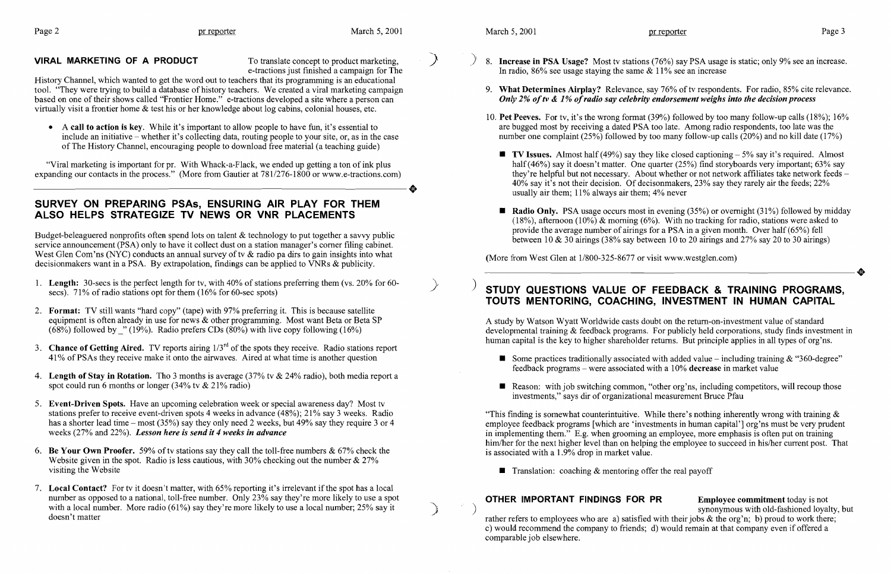## VIRAL MARKETING OF A PRODUCT

To translate concept to product marketing, e-tractions just finished a campaign for The History Channel, which wanted to get the word out to teachers that its programming is an educational tool. "They were trying to build a database of history teachers. We created a viral marketing campaign based on one of their shows called "Frontier Home." e-tractions developed a site where a person can virtually visit a frontier home & test his or her knowledge about log cabins, colonial houses, etc.

- A **call to action is key**. While it's important to allow people to have fun, it's essential to include an initiative – whether it's collecting data, routing people to your site, or, as in the case of The History Channel, encouraging people to download free material (a teaching guide)

"Viral marketing is important for pr. With Whack-a-Flack, we ended up getting a ton of ink plus expanding our contacts in the process." (More from Gautier at 781/276-1800 or www.e-tractions.com)

## SURVEY ON PREPARING PSAs, ENSURING AIR PLAY FOR THEM ALSO HELPS STRATEGIZE TV NEWS OR VNR PLACEMENTS

Budget-beleaguered nonprofits often spend lots on talent & technology to put together a savvy public service announcement (PSA) only to have it collect dust on a station manager's corner filing cabinet. West Glen Com'ns (NYC) conducts an annual survey of tv & radio pa dirs to gain insights into what decisionmakers want in a PSA. By extrapolation, findings can be applied to VNRs & publicity.

1. **Length:** 30-secs is the perfect length for tv, with 40% of stations preferring them (vs. 20% for 60-secs). 71% of radio stations opt for them (16% for 60-sec spots)
2. **Format:** TV still wants "hard copy" (tape) with 97% preferring it. This is because satellite equipment is often already in use for news & other programming. Most want Beta or Beta SP (68%) followed by _" (19%). Radio prefers CDs (80%) with live copy following (16%)
3. **Chance of Getting Aired.** TV reports airing 1/3rd of the spots they receive. Radio stations report 41% of PSAs they receive make it onto the airwaves. Aired at what time is another question
4. **Length of Stay in Rotation.** Tho 3 months is average (37% tv & 24% radio), both media report a spot could run 6 months or longer (34% tv & 21% radio)
5. **Event-Driven Spots.** Have an upcoming celebration week or special awareness day? Most tv stations prefer to receive event-driven spots 4 weeks in advance (48%); 21% say 3 weeks. Radio has a shorter lead time – most (35%) say they only need 2 weeks, but 49% say they require 3 or 4 weeks (27% and 22%). ***Lesson here is send it 4 weeks in advance***
6. **Be Your Own Proofer.** 59% of tv stations say they call the toll-free numbers & 67% check the Website given in the spot. Radio is less cautious, with 30% checking out the number & 27% visiting the Website
7. **Local Contact?** For tv it doesn't matter, with 65% reporting it's irrelevant if the spot has a local number as opposed to a national, toll-free number. Only 23% say they're more likely to use a spot with a local number. More radio (61%) say they're more likely to use a local number; 25% say it doesn't matter
8. **Increase in PSA Usage?** Most tv stations (76%) say PSA usage is static; only 9% see an increase. In radio, 86% see usage staying the same & 11% see an increase
9. **What Determines Airplay?** Relevance, say 76% of tv respondents. For radio, 85% cite relevance. ***Only 2% of tv & 1% of radio say celebrity endorsement weighs into the decision process***
10. **Pet Peeves.** For tv, it's the wrong format (39%) followed by too many follow-up calls (18%); 16% are bugged most by receiving a dated PSA too late. Among radio respondents, too late was the number one complaint (25%) followed by too many follow-up calls (20%) and no kill date (17%)
    - **TV Issues.** Almost half (49%) say they like closed captioning – 5% say it's required. Almost half (46%) say it doesn't matter. One quarter (25%) find storyboards very important; 63% say they're helpful but not necessary. About whether or not network affiliates take network feeds – 40% say it's not their decision. Of decisonmakers, 23% say they rarely air the feeds; 22% usually air them; 11% always air them; 4% never
    - **Radio Only.** PSA usage occurs most in evening (35%) or overnight (31%) followed by midday (18%), afternoon (10%) & morning (6%). With no tracking for radio, stations were asked to provide the average number of airings for a PSA in a given month. Over half (65%) fell between 10 & 30 airings (38% say between 10 to 20 airings and 27% say 20 to 30 airings)

(More from West Glen at 1/800-325-8677 or visit www.westglen.com)

## STUDY QUESTIONS VALUE OF FEEDBACK & TRAINING PROGRAMS, TOUTS MENTORING, COACHING, INVESTMENT IN HUMAN CAPITAL

A study by Watson Wyatt Worldwide casts doubt on the return-on-investment value of standard developmental training & feedback programs. For publicly held corporations, study finds investment in human capital is the key to higher shareholder returns. But principle applies in all types of org'ns.

- Some practices traditionally associated with added value – including training & "360-degree" feedback programs – were associated with a 10% **decrease** in market value
- Reason: with job switching common, "other org'ns, including competitors, will recoup those investments," says dir of organizational measurement Bruce Pfau

"This finding is somewhat counterintuitive. While there's nothing inherently wrong with training & employee feedback programs [which are 'investments in human capital'] org'ns must be very prudent in implementing them." E.g. when grooming an employee, more emphasis is often put on training him/her for the next higher level than on helping the employee to succeed in his/her current post. That is associated with a 1.9% drop in market value.

- Translation: coaching & mentoring offer the real payoff

**OTHER IMPORTANT FINDINGS FOR PR** **Employee commitment** today is not synonymous with old-fashioned loyalty, but rather refers to employees who are a) satisfied with their jobs & the org'n; b) proud to work there; c) would recommend the company to friends; d) would remain at that company even if offered a comparable job elsewhere.